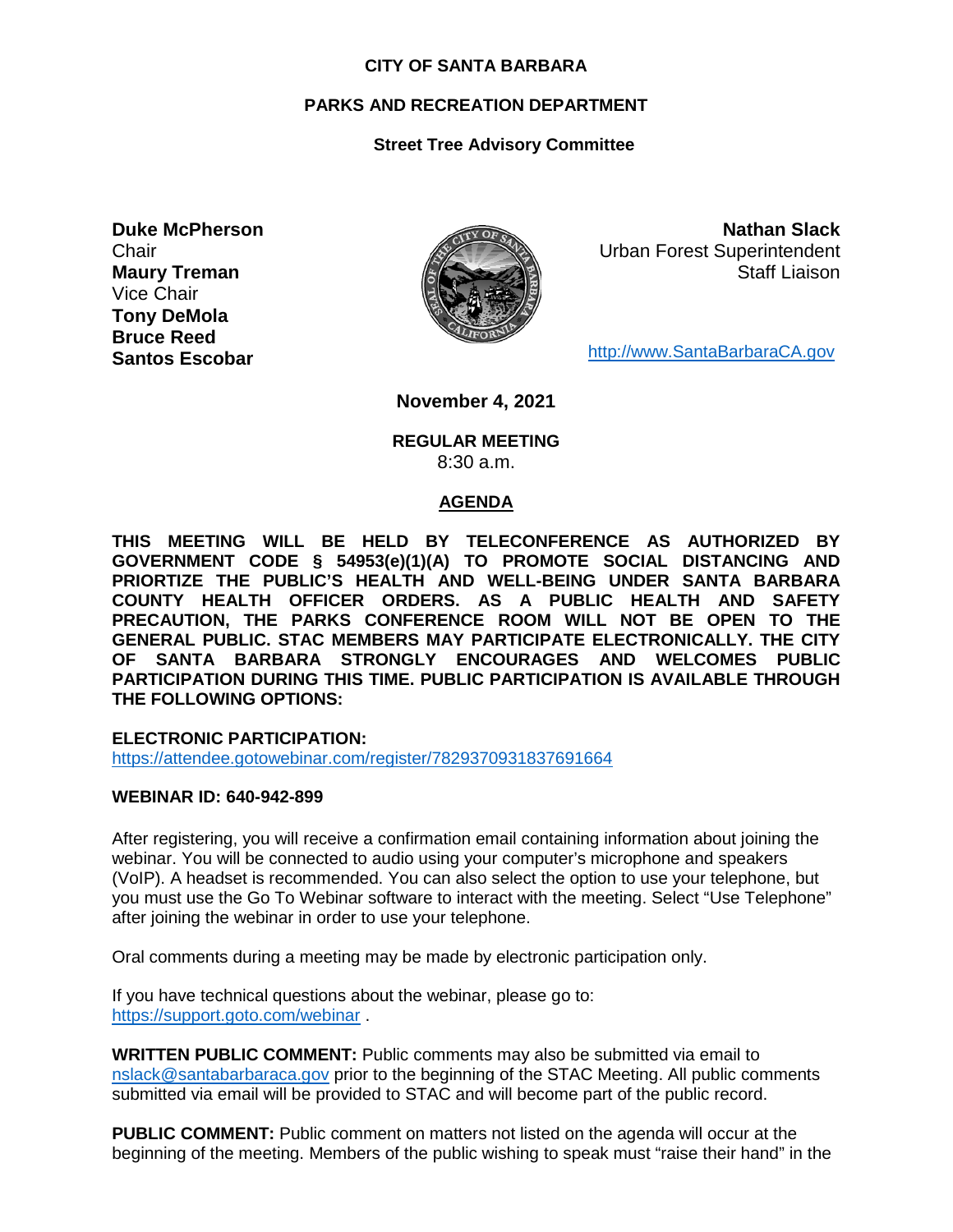**CITY OF SANTA BARBARA**

**PARKS AND RECREATION DEPARTMENT**

**Street Tree Advisory Committee**

**Duke McPherson**
Chair
**Maury Treman**
Vice Chair
**Tony DeMola**
**Bruce Reed**
**Santos Escobar**

**Nathan Slack**
Urban Forest Superintendent
Staff Liaison

http://www.SantaBarbaraCA.gov

**November 4, 2021**

**REGULAR MEETING**
8:30 a.m.

## AGENDA

**THIS MEETING WILL BE HELD BY TELECONFERENCE AS AUTHORIZED BY GOVERNMENT CODE § 54953(e)(1)(A) TO PROMOTE SOCIAL DISTANCING AND PRIORTIZE THE PUBLIC'S HEALTH AND WELL-BEING UNDER SANTA BARBARA COUNTY HEALTH OFFICER ORDERS. AS A PUBLIC HEALTH AND SAFETY PRECAUTION, THE PARKS CONFERENCE ROOM WILL NOT BE OPEN TO THE GENERAL PUBLIC. STAC MEMBERS MAY PARTICIPATE ELECTRONICALLY. THE CITY OF SANTA BARBARA STRONGLY ENCOURAGES AND WELCOMES PUBLIC PARTICIPATION DURING THIS TIME. PUBLIC PARTICIPATION IS AVAILABLE THROUGH THE FOLLOWING OPTIONS:**

**ELECTRONIC PARTICIPATION:**
https://attendee.gotowebinar.com/register/7829370931837691664

**WEBINAR ID: 640-942-899**

After registering, you will receive a confirmation email containing information about joining the webinar. You will be connected to audio using your computer's microphone and speakers (VoIP). A headset is recommended. You can also select the option to use your telephone, but you must use the Go To Webinar software to interact with the meeting. Select "Use Telephone" after joining the webinar in order to use your telephone.

Oral comments during a meeting may be made by electronic participation only.

If you have technical questions about the webinar, please go to:
https://support.goto.com/webinar .

**WRITTEN PUBLIC COMMENT:** Public comments may also be submitted via email to nslack@santabarbaraca.gov prior to the beginning of the STAC Meeting. All public comments submitted via email will be provided to STAC and will become part of the public record.

**PUBLIC COMMENT:** Public comment on matters not listed on the agenda will occur at the beginning of the meeting. Members of the public wishing to speak must "raise their hand" in the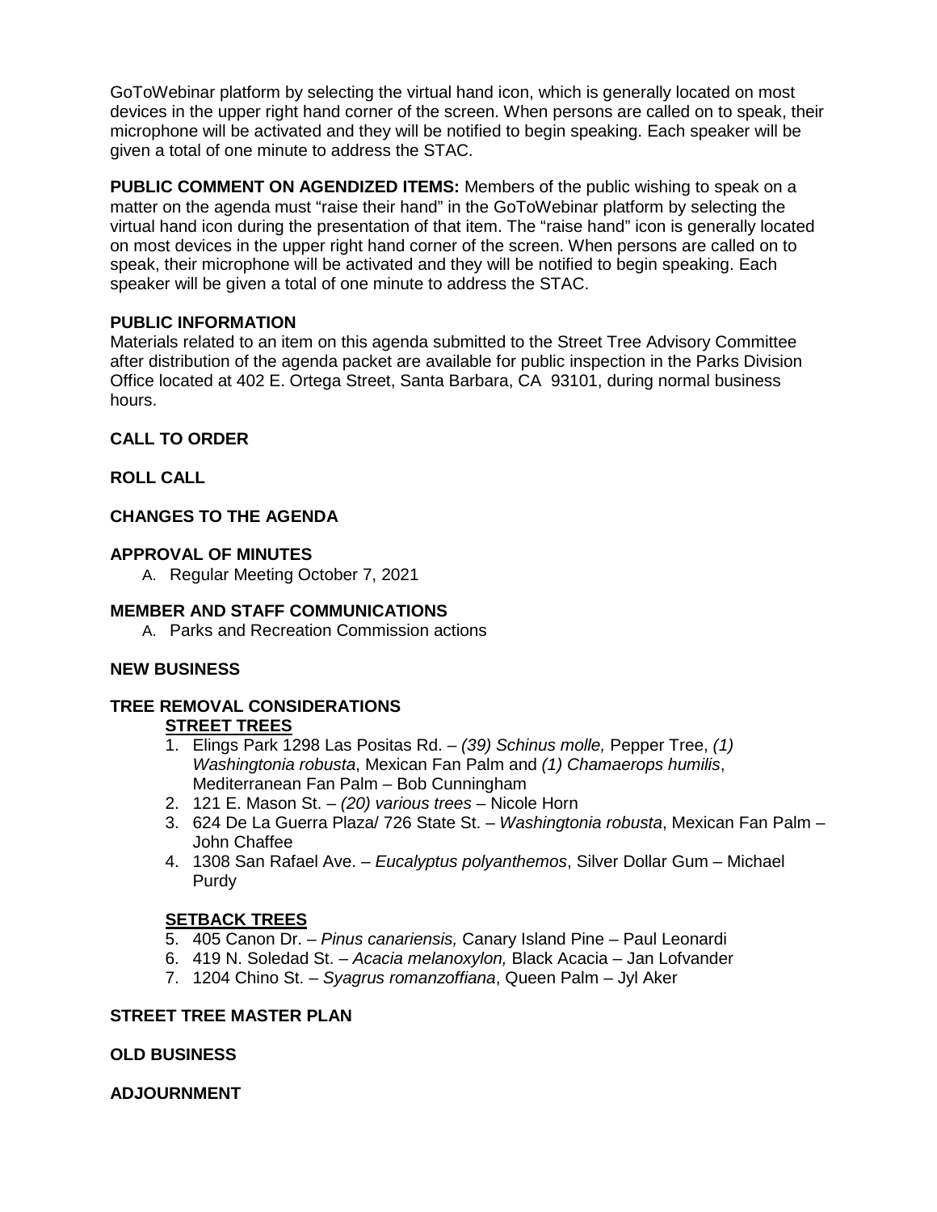GoToWebinar platform by selecting the virtual hand icon, which is generally located on most devices in the upper right hand corner of the screen. When persons are called on to speak, their microphone will be activated and they will be notified to begin speaking. Each speaker will be given a total of one minute to address the STAC.

**PUBLIC COMMENT ON AGENDIZED ITEMS:** Members of the public wishing to speak on a matter on the agenda must "raise their hand" in the GoToWebinar platform by selecting the virtual hand icon during the presentation of that item. The "raise hand" icon is generally located on most devices in the upper right hand corner of the screen. When persons are called on to speak, their microphone will be activated and they will be notified to begin speaking. Each speaker will be given a total of one minute to address the STAC.

**PUBLIC INFORMATION**

Materials related to an item on this agenda submitted to the Street Tree Advisory Committee after distribution of the agenda packet are available for public inspection in the Parks Division Office located at 402 E. Ortega Street, Santa Barbara, CA 93101, during normal business hours.

**CALL TO ORDER**

**ROLL CALL**

**CHANGES TO THE AGENDA**

**APPROVAL OF MINUTES**

A. Regular Meeting October 7, 2021

**MEMBER AND STAFF COMMUNICATIONS**

A. Parks and Recreation Commission actions

**NEW BUSINESS**

**TREE REMOVAL CONSIDERATIONS**

**STREET TREES**

1. Elings Park 1298 Las Positas Rd. – *(39) Schinus molle,* Pepper Tree, *(1) Washingtonia robusta*, Mexican Fan Palm and *(1) Chamaerops humilis*, Mediterranean Fan Palm – Bob Cunningham
2. 121 E. Mason St. – *(20) various trees* – Nicole Horn
3. 624 De La Guerra Plaza/ 726 State St. – *Washingtonia robusta*, Mexican Fan Palm – John Chaffee
4. 1308 San Rafael Ave. – *Eucalyptus polyanthemos*, Silver Dollar Gum – Michael Purdy

**SETBACK TREES**

5. 405 Canon Dr. – *Pinus canariensis,* Canary Island Pine – Paul Leonardi
6. 419 N. Soledad St. – *Acacia melanoxylon,* Black Acacia – Jan Lofvander
7. 1204 Chino St. – *Syagrus romanzoffiana*, Queen Palm – Jyl Aker

**STREET TREE MASTER PLAN**

**OLD BUSINESS**

**ADJOURNMENT**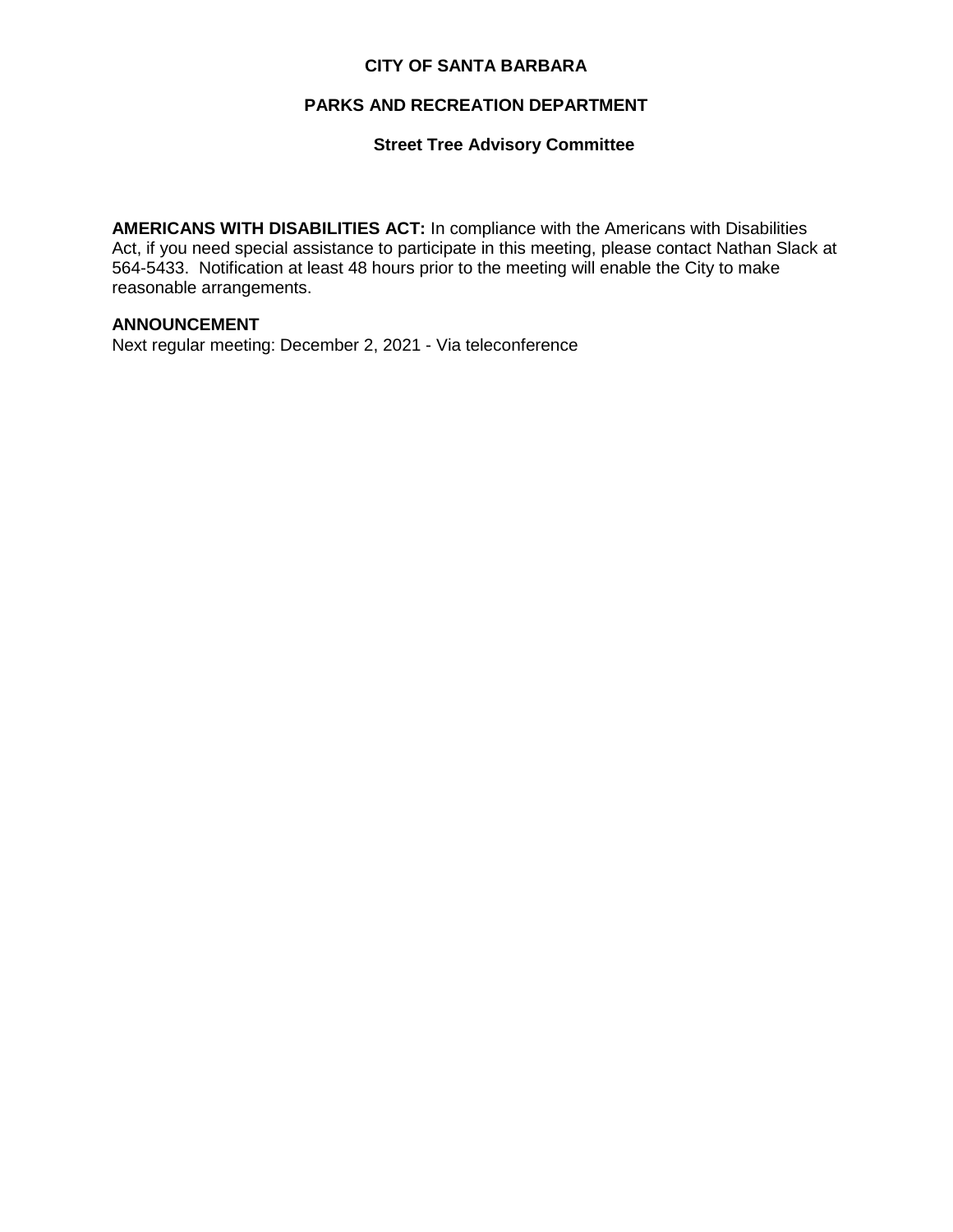**CITY OF SANTA BARBARA**

**PARKS AND RECREATION DEPARTMENT**

**Street Tree Advisory Committee**

**AMERICANS WITH DISABILITIES ACT:** In compliance with the Americans with Disabilities Act, if you need special assistance to participate in this meeting, please contact Nathan Slack at 564-5433. Notification at least 48 hours prior to the meeting will enable the City to make reasonable arrangements.

**ANNOUNCEMENT**

Next regular meeting: December 2, 2021 - Via teleconference